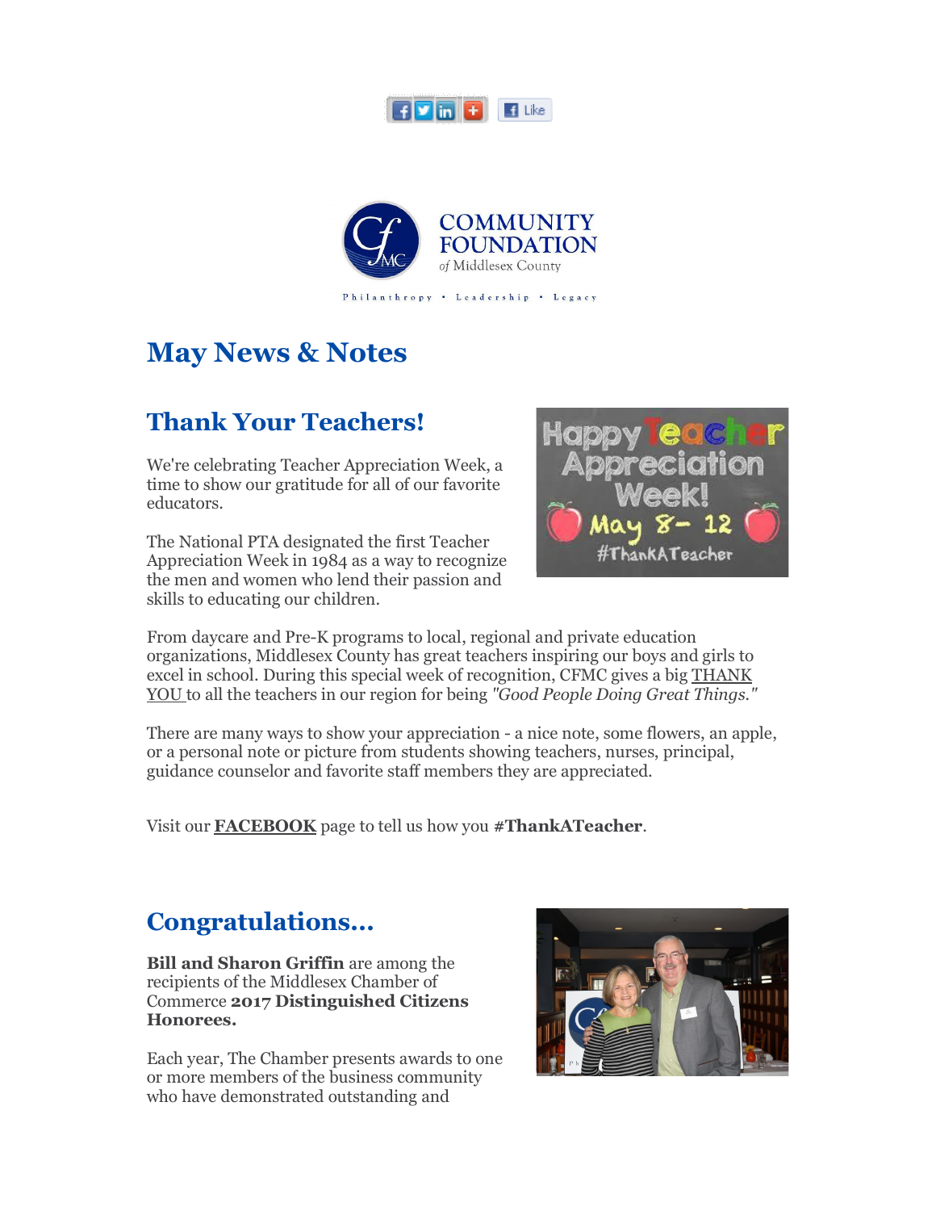COMMUNITY FOUNDATION of Middlesex County

Philanthropy • Leadership • Legacy

# May News & Notes

## Thank Your Teachers!

We're celebrating Teacher Appreciation Week, a time to show our gratitude for all of our favorite educators.

The National PTA designated the first Teacher Appreciation Week in 1984 as a way to recognize the men and women who lend their passion and skills to educating our children.

From daycare and Pre-K programs to local, regional and private education organizations, Middlesex County has great teachers inspiring our boys and girls to excel in school. During this special week of recognition, CFMC gives a big THANK YOU to all the teachers in our region for being *"Good People Doing Great Things."*

There are many ways to show your appreciation - a nice note, some flowers, an apple, or a personal note or picture from students showing teachers, nurses, principal, guidance counselor and favorite staff members they are appreciated.

Visit our **FACEBOOK** page to tell us how you **#ThankATeacher**.

## Congratulations...

**Bill and Sharon Griffin** are among the recipients of the Middlesex Chamber of Commerce **2017 Distinguished Citizens Honorees.**

Each year, The Chamber presents awards to one or more members of the business community who have demonstrated outstanding and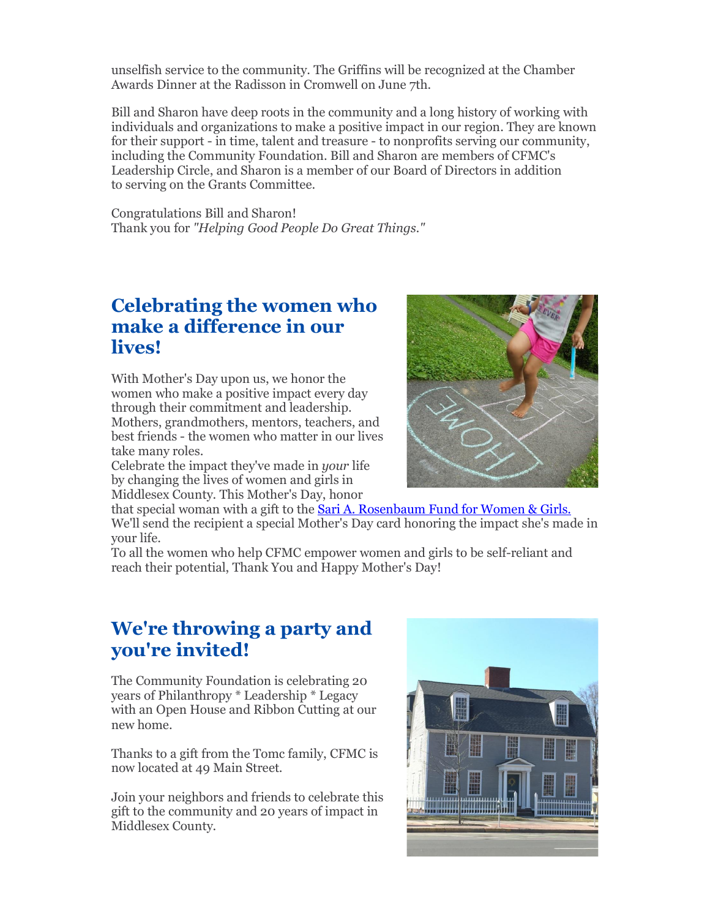unselfish service to the community. The Griffins will be recognized at the Chamber Awards Dinner at the Radisson in Cromwell on June 7th.

Bill and Sharon have deep roots in the community and a long history of working with individuals and organizations to make a positive impact in our region. They are known for their support - in time, talent and treasure - to nonprofits serving our community, including the Community Foundation. Bill and Sharon are members of CFMC's Leadership Circle, and Sharon is a member of our Board of Directors in addition to serving on the Grants Committee.

Congratulations Bill and Sharon!
Thank you for *"Helping Good People Do Great Things."*

## Celebrating the women who make a difference in our lives!

With Mother's Day upon us, we honor the women who make a positive impact every day through their commitment and leadership. Mothers, grandmothers, mentors, teachers, and best friends - the women who matter in our lives take many roles.
Celebrate the impact they've made in *your* life by changing the lives of women and girls in Middlesex County. This Mother's Day, honor that special woman with a gift to the Sari A. Rosenbaum Fund for Women & Girls.
We'll send the recipient a special Mother's Day card honoring the impact she's made in your life.
To all the women who help CFMC empower women and girls to be self-reliant and reach their potential, Thank You and Happy Mother's Day!

## We're throwing a party and you're invited!

The Community Foundation is celebrating 20 years of Philanthropy * Leadership * Legacy with an Open House and Ribbon Cutting at our new home.

Thanks to a gift from the Tomc family, CFMC is now located at 49 Main Street.

Join your neighbors and friends to celebrate this gift to the community and 20 years of impact in Middlesex County.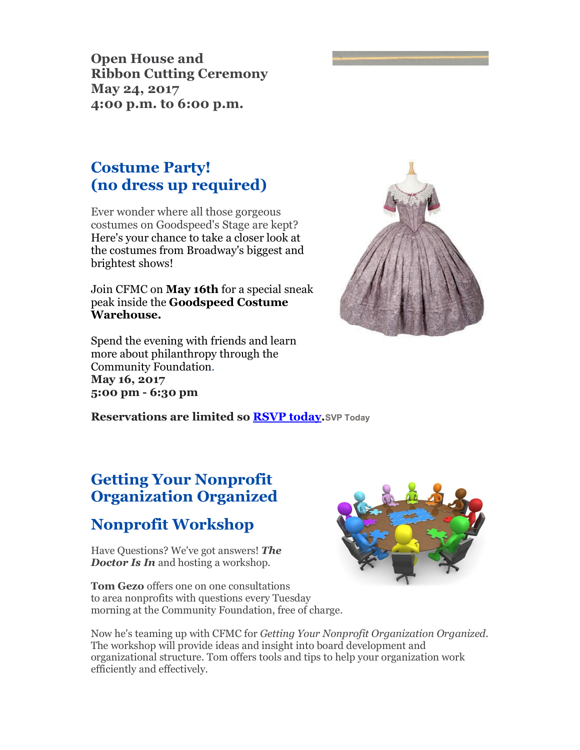**Open House and Ribbon Cutting Ceremony**
**May 24, 2017**
**4:00 p.m. to 6:00 p.m.**

## Costume Party! (no dress up required)

Ever wonder where all those gorgeous costumes on Goodspeed's Stage are kept? Here's your chance to take a closer look at the costumes from Broadway's biggest and brightest shows!

Join CFMC on **May 16th** for a special sneak peak inside the **Goodspeed Costume Warehouse.**

Spend the evening with friends and learn more about philanthropy through the Community Foundation.
**May 16, 2017**
**5:00 pm - 6:30 pm**

**Reservations are limited so RSVP today.** SVP Today

## Getting Your Nonprofit Organization Organized

## Nonprofit Workshop

Have Questions? We've got answers! ***The Doctor Is In*** and hosting a workshop.

**Tom Gezo** offers one on one consultations to area nonprofits with questions every Tuesday morning at the Community Foundation, free of charge.

Now he's teaming up with CFMC for *Getting Your Nonprofit Organization Organized*. The workshop will provide ideas and insight into board development and organizational structure. Tom offers tools and tips to help your organization work efficiently and effectively.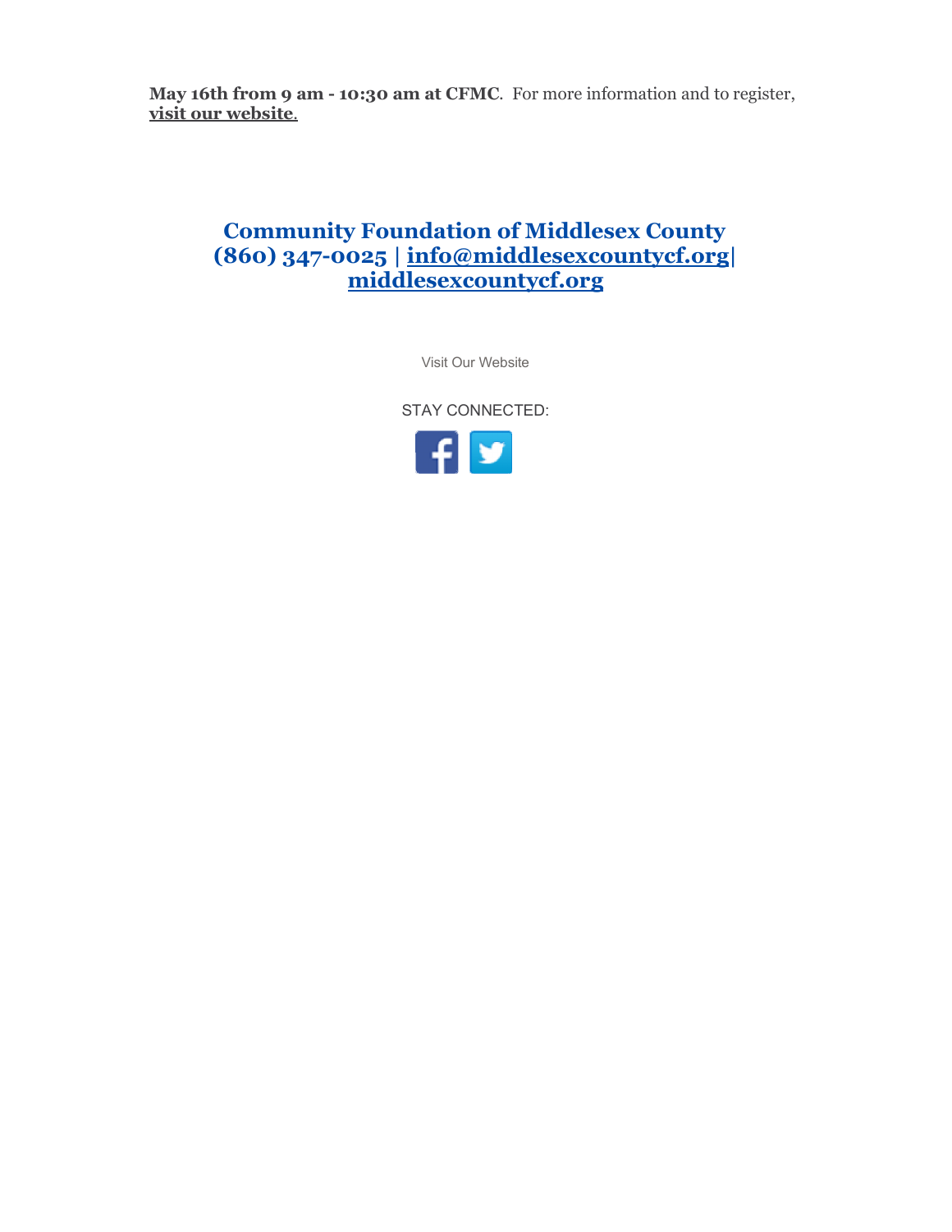**May 16th from 9 am - 10:30 am at CFMC**. For more information and to register, **visit our website**.

**Community Foundation of Middlesex County**
**(860) 347-0025 | info@middlesexcountycf.org| middlesexcountycf.org**

Visit Our Website

STAY CONNECTED: